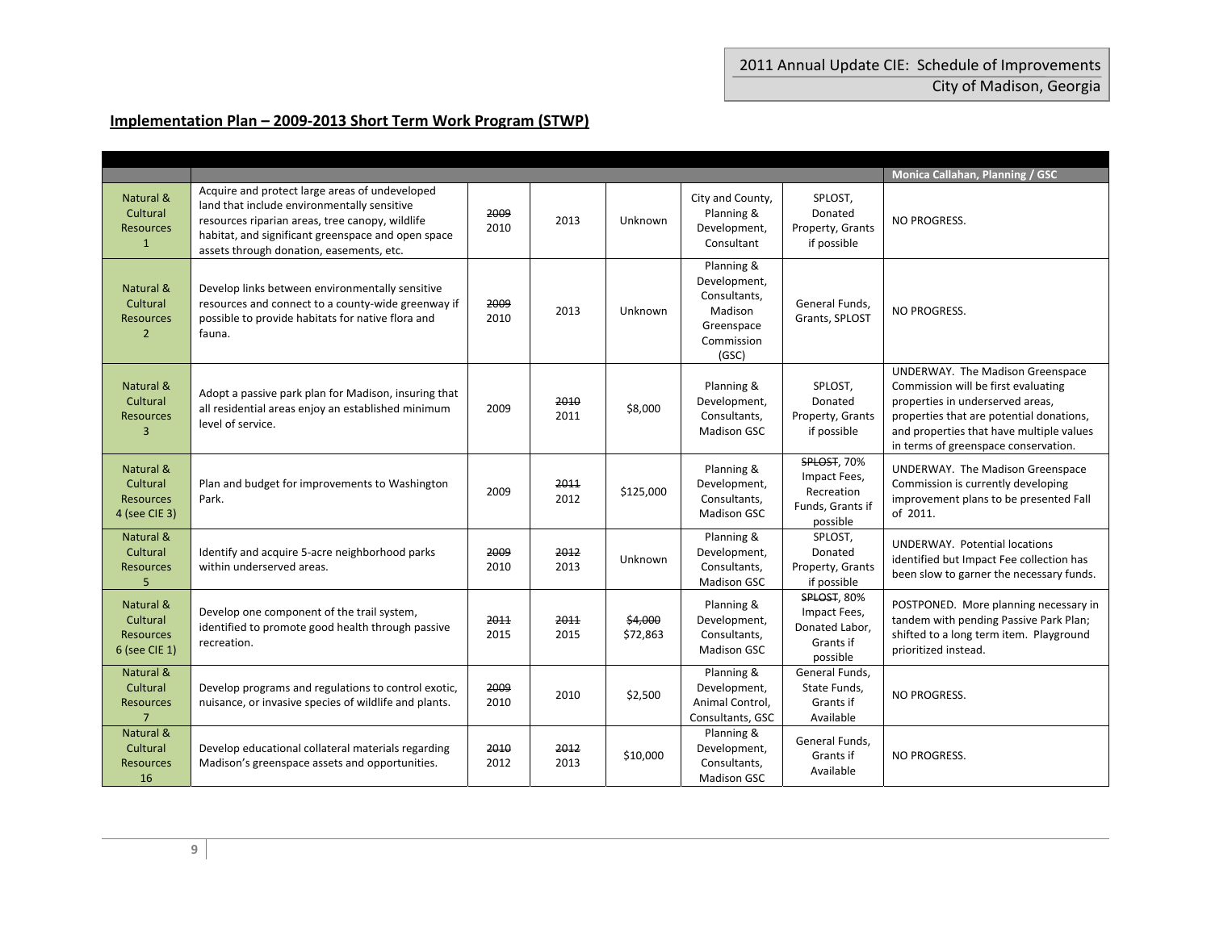## Implementation Plan – 2009-2013 Short Term Work Program (STWP)

| | | | | | | | Monica Callahan, Planning / GSC |
|---|---|---|---|---|---|---|---|
| Natural & Cultural Resources 1 | Acquire and protect large areas of undeveloped land that include environmentally sensitive resources riparian areas, tree canopy, wildlife habitat, and significant greenspace and open space assets through donation, easements, etc. | ~~2009~~ 2010 | 2013 | Unknown | City and County, Planning & Development, Consultant | SPLOST, Donated Property, Grants if possible | NO PROGRESS. |
| Natural & Cultural Resources 2 | Develop links between environmentally sensitive resources and connect to a county-wide greenway if possible to provide habitats for native flora and fauna. | ~~2009~~ 2010 | 2013 | Unknown | Planning & Development, Consultants, Madison Greenspace Commission (GSC) | General Funds, Grants, SPLOST | NO PROGRESS. |
| Natural & Cultural Resources 3 | Adopt a passive park plan for Madison, insuring that all residential areas enjoy an established minimum level of service. | 2009 | ~~2010~~ 2011 | $8,000 | Planning & Development, Consultants, Madison GSC | SPLOST, Donated Property, Grants if possible | UNDERWAY. The Madison Greenspace Commission will be first evaluating properties in underserved areas, properties that are potential donations, and properties that have multiple values in terms of greenspace conservation. |
| Natural & Cultural Resources 4 (see CIE 3) | Plan and budget for improvements to Washington Park. | 2009 | ~~2011~~ 2012 | $125,000 | Planning & Development, Consultants, Madison GSC | ~~SPLOST~~, 70% Impact Fees, Recreation Funds, Grants if possible | UNDERWAY. The Madison Greenspace Commission is currently developing improvement plans to be presented Fall of 2011. |
| Natural & Cultural Resources 5 | Identify and acquire 5-acre neighborhood parks within underserved areas. | ~~2009~~ 2010 | ~~2012~~ 2013 | Unknown | Planning & Development, Consultants, Madison GSC | SPLOST, Donated Property, Grants if possible | UNDERWAY. Potential locations identified but Impact Fee collection has been slow to garner the necessary funds. |
| Natural & Cultural Resources 6 (see CIE 1) | Develop one component of the trail system, identified to promote good health through passive recreation. | ~~2011~~ 2015 | ~~2011~~ 2015 | ~~$4,000~~ $72,863 | Planning & Development, Consultants, Madison GSC | ~~SPLOST~~, 80% Impact Fees, Donated Labor, Grants if possible | POSTPONED. More planning necessary in tandem with pending Passive Park Plan; shifted to a long term item. Playground prioritized instead. |
| Natural & Cultural Resources 7 | Develop programs and regulations to control exotic, nuisance, or invasive species of wildlife and plants. | ~~2009~~ 2010 | 2010 | $2,500 | Planning & Development, Animal Control, Consultants, GSC | General Funds, State Funds, Grants if Available | NO PROGRESS. |
| Natural & Cultural Resources 16 | Develop educational collateral materials regarding Madison's greenspace assets and opportunities. | ~~2010~~ 2012 | ~~2012~~ 2013 | $10,000 | Planning & Development, Consultants, Madison GSC | General Funds, Grants if Available | NO PROGRESS. |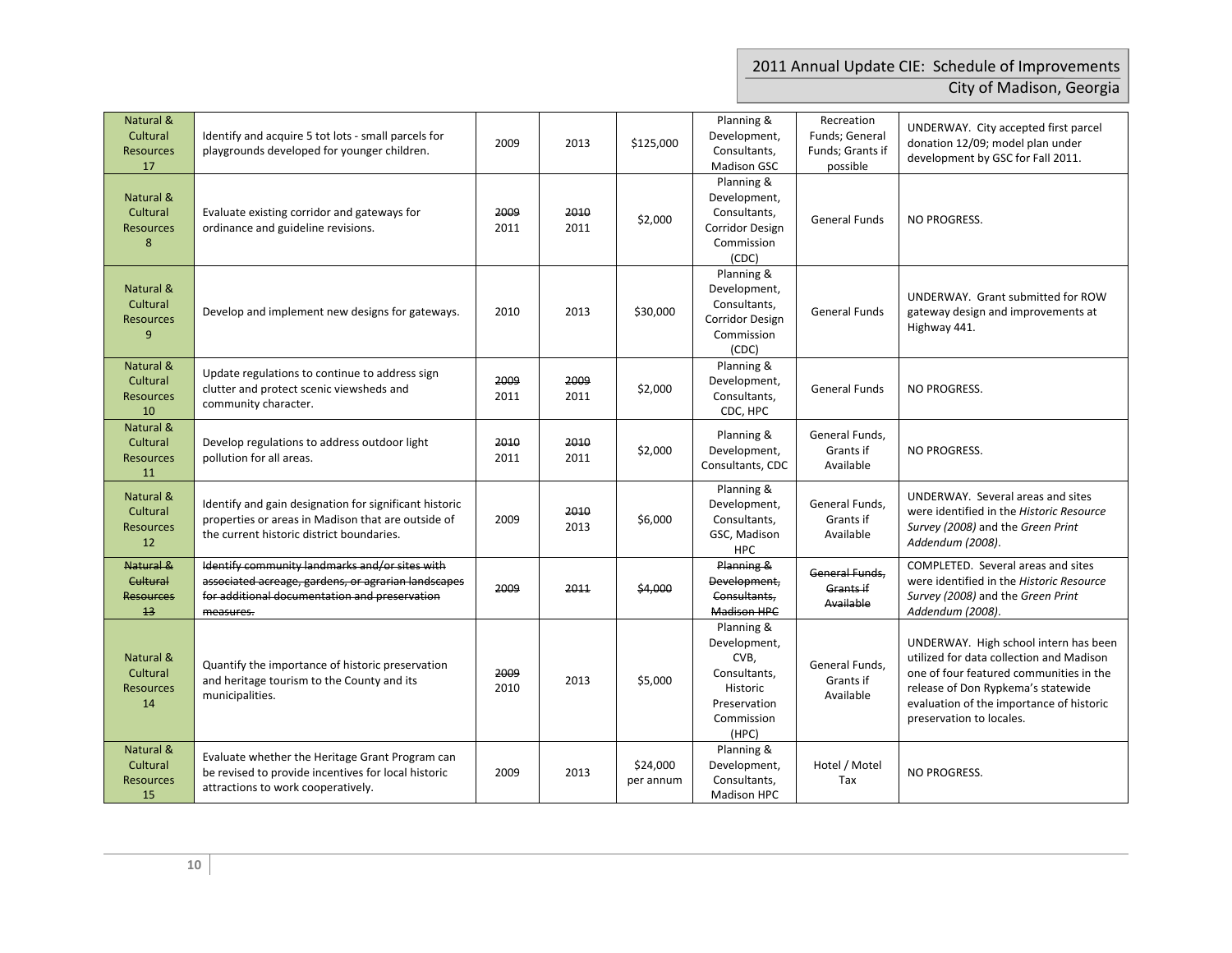| Natural & Cultural Resources 17 | Identify and acquire 5 tot lots - small parcels for playgrounds developed for younger children. | 2009 | 2013 | $125,000 | Planning & Development, Consultants, Madison GSC | Recreation Funds; General Funds; Grants if possible | UNDERWAY. City accepted first parcel donation 12/09; model plan under development by GSC for Fall 2011. |
|---|---|---|---|---|---|---|---|
| Natural & Cultural Resources 8 | Evaluate existing corridor and gateways for ordinance and guideline revisions. | ~~2009~~ 2011 | ~~2010~~ 2011 | $2,000 | Planning & Development, Consultants, Corridor Design Commission (CDC) | General Funds | NO PROGRESS. |
| Natural & Cultural Resources 9 | Develop and implement new designs for gateways. | 2010 | 2013 | $30,000 | Planning & Development, Consultants, Corridor Design Commission (CDC) | General Funds | UNDERWAY. Grant submitted for ROW gateway design and improvements at Highway 441. |
| Natural & Cultural Resources 10 | Update regulations to continue to address sign clutter and protect scenic viewsheds and community character. | ~~2009~~ 2011 | ~~2009~~ 2011 | $2,000 | Planning & Development, Consultants, CDC, HPC | General Funds | NO PROGRESS. |
| Natural & Cultural Resources 11 | Develop regulations to address outdoor light pollution for all areas. | ~~2010~~ 2011 | ~~2010~~ 2011 | $2,000 | Planning & Development, Consultants, CDC | General Funds, Grants if Available | NO PROGRESS. |
| Natural & Cultural Resources 12 | Identify and gain designation for significant historic properties or areas in Madison that are outside of the current historic district boundaries. | 2009 | ~~2010~~ 2013 | $6,000 | Planning & Development, Consultants, GSC, Madison HPC | General Funds, Grants if Available | UNDERWAY. Several areas and sites were identified in the *Historic Resource Survey (2008)* and the *Green Print Addendum (2008)*. |
| ~~Natural & Cultural Resources 13~~ | ~~Identify community landmarks and/or sites with associated acreage, gardens, or agrarian landscapes for additional documentation and preservation measures.~~ | ~~2009~~ | ~~2011~~ | ~~$4,000~~ | ~~Planning & Development, Consultants, Madison HPC~~ | ~~General Funds, Grants if Available~~ | COMPLETED. Several areas and sites were identified in the *Historic Resource Survey (2008)* and the *Green Print Addendum (2008)*. |
| Natural & Cultural Resources 14 | Quantify the importance of historic preservation and heritage tourism to the County and its municipalities. | ~~2009~~ 2010 | 2013 | $5,000 | Planning & Development, CVB, Consultants, Historic Preservation Commission (HPC) | General Funds, Grants if Available | UNDERWAY. High school intern has been utilized for data collection and Madison one of four featured communities in the release of Don Rypkema's statewide evaluation of the importance of historic preservation to locales. |
| Natural & Cultural Resources 15 | Evaluate whether the Heritage Grant Program can be revised to provide incentives for local historic attractions to work cooperatively. | 2009 | 2013 | $24,000 per annum | Planning & Development, Consultants, Madison HPC | Hotel / Motel Tax | NO PROGRESS. |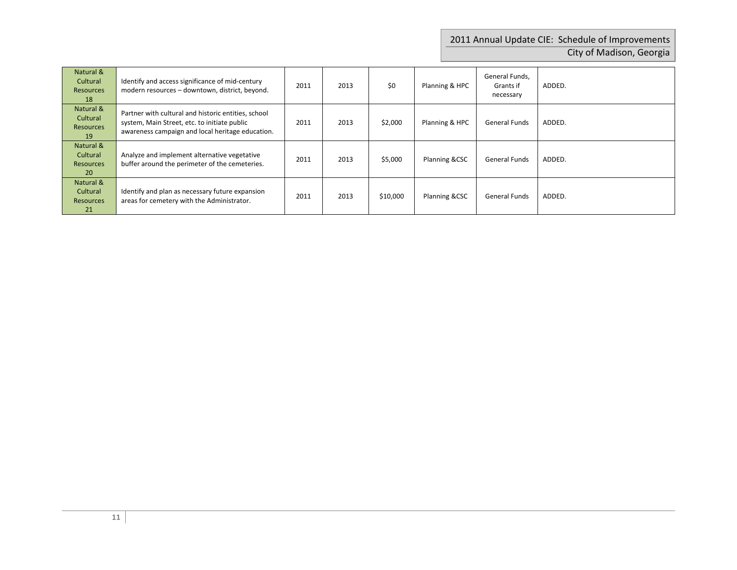| | | | | | | | |
|---|---|---|---|---|---|---|---|
| Natural & Cultural Resources 18 | Identify and access significance of mid-century modern resources – downtown, district, beyond. | 2011 | 2013 | $0 | Planning & HPC | General Funds, Grants if necessary | ADDED. |
| Natural & Cultural Resources 19 | Partner with cultural and historic entities, school system, Main Street, etc. to initiate public awareness campaign and local heritage education. | 2011 | 2013 | $2,000 | Planning & HPC | General Funds | ADDED. |
| Natural & Cultural Resources 20 | Analyze and implement alternative vegetative buffer around the perimeter of the cemeteries. | 2011 | 2013 | $5,000 | Planning &CSC | General Funds | ADDED. |
| Natural & Cultural Resources 21 | Identify and plan as necessary future expansion areas for cemetery with the Administrator. | 2011 | 2013 | $10,000 | Planning &CSC | General Funds | ADDED. |